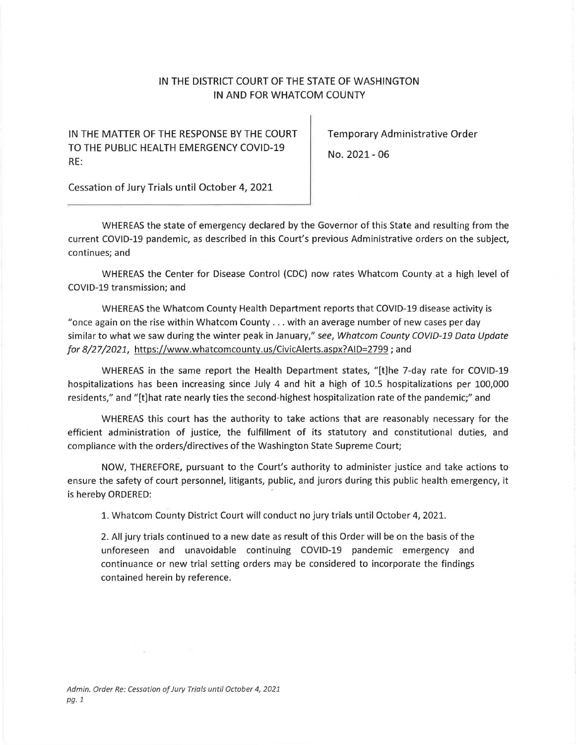# IN THE DISTRICT COURT OF THE STATE OF WASHINGTON
# IN AND FOR WHATCOM COUNTY

| IN THE MATTER OF THE RESPONSE BY THE COURT TO THE PUBLIC HEALTH EMERGENCY COVID-19 RE: Cessation of Jury Trials until October 4, 2021 | Temporary Administrative Order No. 2021 - 06 |
|---|---|

WHEREAS the state of emergency declared by the Governor of this State and resulting from the current COVID-19 pandemic, as described in this Court's previous Administrative orders on the subject, continues; and

WHEREAS the Center for Disease Control (CDC) now rates Whatcom County at a high level of COVID-19 transmission; and

WHEREAS the Whatcom County Health Department reports that COVID-19 disease activity is "once again on the rise within Whatcom County . . . with an average number of new cases per day similar to what we saw during the winter peak in January," *see, Whatcom County COVID-19 Data Update for 8/27/2021*, https://www.whatcomcounty.us/CivicAlerts.aspx?AID=2799 ; and

WHEREAS in the same report the Health Department states, "[t]he 7-day rate for COVID-19 hospitalizations has been increasing since July 4 and hit a high of 10.5 hospitalizations per 100,000 residents," and "[t]hat rate nearly ties the second-highest hospitalization rate of the pandemic;" and

WHEREAS this court has the authority to take actions that are reasonably necessary for the efficient administration of justice, the fulfillment of its statutory and constitutional duties, and compliance with the orders/directives of the Washington State Supreme Court;

NOW, THEREFORE, pursuant to the Court's authority to administer justice and take actions to ensure the safety of court personnel, litigants, public, and jurors during this public health emergency, it is hereby ORDERED:

1. Whatcom County District Court will conduct no jury trials until October 4, 2021.

2. All jury trials continued to a new date as result of this Order will be on the basis of the unforeseen and unavoidable continuing COVID-19 pandemic emergency and continuance or new trial setting orders may be considered to incorporate the findings contained herein by reference.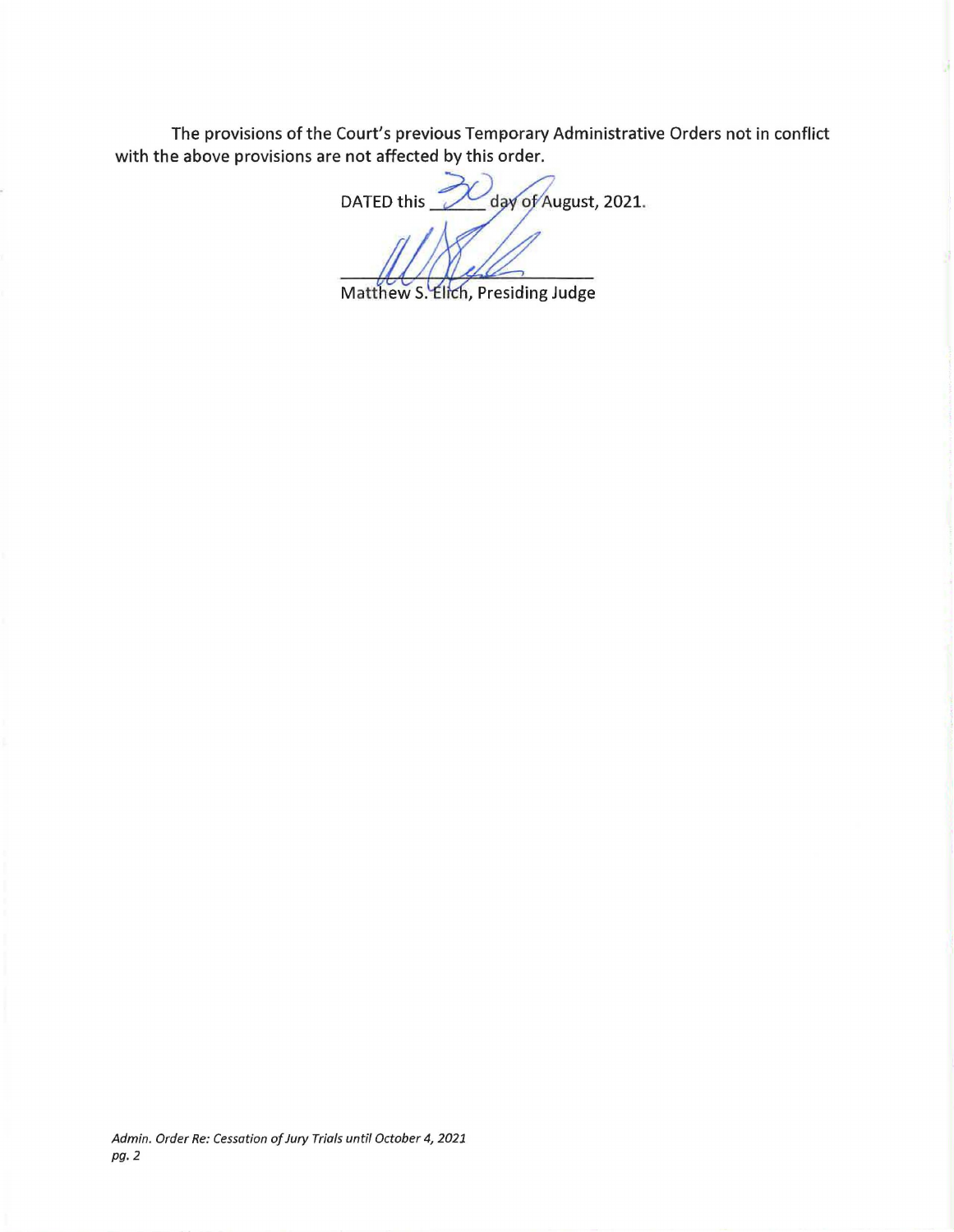The provisions of the Court's previous Temporary Administrative Orders not in conflict with the above provisions are not affected by this order.

DATED this 30 day of August, 2021.

Matthew S. Elich, Presiding Judge

*Admin. Order Re: Cessation of Jury Trials until October 4, 2021*
*pg. 2*